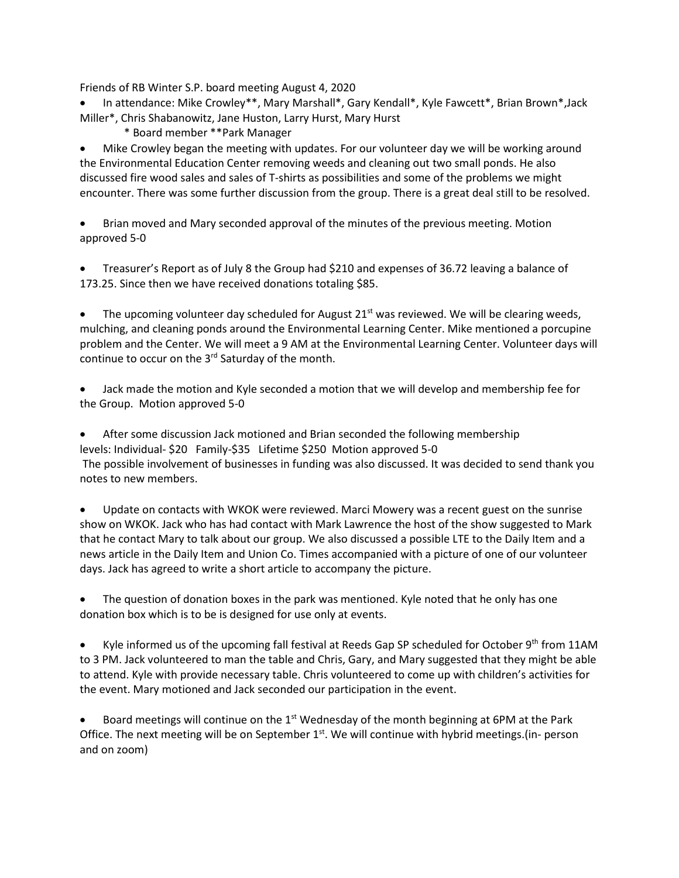Friends of RB Winter S.P. board meeting August 4, 2020

- In attendance: Mike Crowley**, Mary Marshall*, Gary Kendall*, Kyle Fawcett*, Brian Brown*,Jack Miller*, Chris Shabanowitz, Jane Huston, Larry Hurst, Mary Hurst
  
  \* Board member **Park Manager

- Mike Crowley began the meeting with updates. For our volunteer day we will be working around the Environmental Education Center removing weeds and cleaning out two small ponds. He also discussed fire wood sales and sales of T-shirts as possibilities and some of the problems we might encounter. There was some further discussion from the group. There is a great deal still to be resolved.

- Brian moved and Mary seconded approval of the minutes of the previous meeting. Motion approved 5-0

- Treasurer's Report as of July 8 the Group had $210 and expenses of 36.72 leaving a balance of 173.25. Since then we have received donations totaling $85.

- The upcoming volunteer day scheduled for August 21st was reviewed. We will be clearing weeds, mulching, and cleaning ponds around the Environmental Learning Center. Mike mentioned a porcupine problem and the Center. We will meet a 9 AM at the Environmental Learning Center. Volunteer days will continue to occur on the 3rd Saturday of the month.

- Jack made the motion and Kyle seconded a motion that we will develop and membership fee for the Group. Motion approved 5-0

- After some discussion Jack motioned and Brian seconded the following membership levels: Individual- $20 Family-$35 Lifetime $250 Motion approved 5-0
  
  The possible involvement of businesses in funding was also discussed. It was decided to send thank you notes to new members.

- Update on contacts with WKOK were reviewed. Marci Mowery was a recent guest on the sunrise show on WKOK. Jack who has had contact with Mark Lawrence the host of the show suggested to Mark that he contact Mary to talk about our group. We also discussed a possible LTE to the Daily Item and a news article in the Daily Item and Union Co. Times accompanied with a picture of one of our volunteer days. Jack has agreed to write a short article to accompany the picture.

- The question of donation boxes in the park was mentioned. Kyle noted that he only has one donation box which is to be is designed for use only at events.

- Kyle informed us of the upcoming fall festival at Reeds Gap SP scheduled for October 9th from 11AM to 3 PM. Jack volunteered to man the table and Chris, Gary, and Mary suggested that they might be able to attend. Kyle with provide necessary table. Chris volunteered to come up with children's activities for the event. Mary motioned and Jack seconded our participation in the event.

- Board meetings will continue on the 1st Wednesday of the month beginning at 6PM at the Park Office. The next meeting will be on September 1st. We will continue with hybrid meetings.(in- person and on zoom)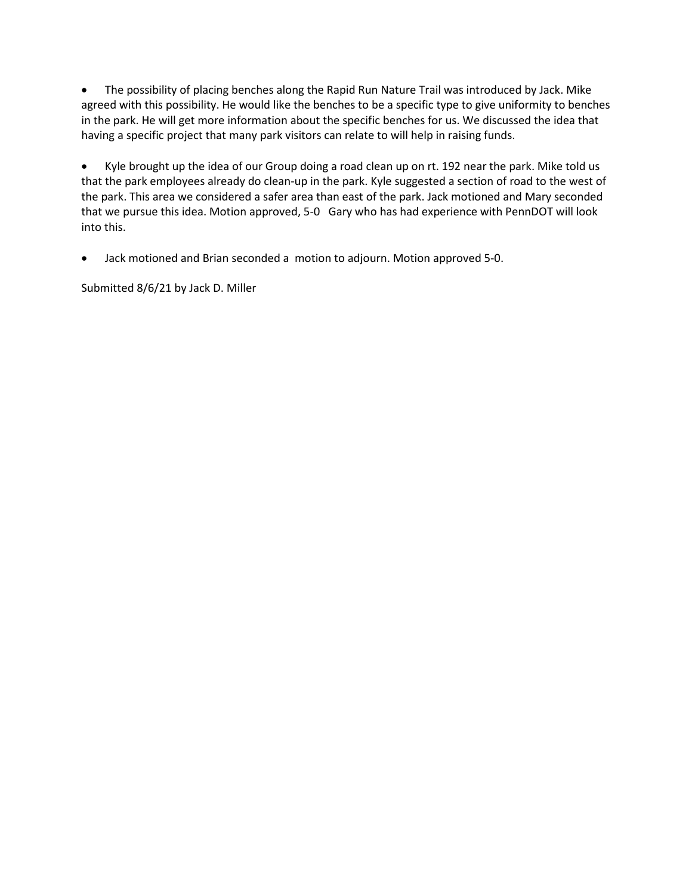- The possibility of placing benches along the Rapid Run Nature Trail was introduced by Jack. Mike agreed with this possibility. He would like the benches to be a specific type to give uniformity to benches in the park. He will get more information about the specific benches for us. We discussed the idea that having a specific project that many park visitors can relate to will help in raising funds.

- Kyle brought up the idea of our Group doing a road clean up on rt. 192 near the park. Mike told us that the park employees already do clean-up in the park. Kyle suggested a section of road to the west of the park. This area we considered a safer area than east of the park. Jack motioned and Mary seconded that we pursue this idea. Motion approved, 5-0 Gary who has had experience with PennDOT will look into this.

- Jack motioned and Brian seconded a motion to adjourn. Motion approved 5-0.

Submitted 8/6/21 by Jack D. Miller